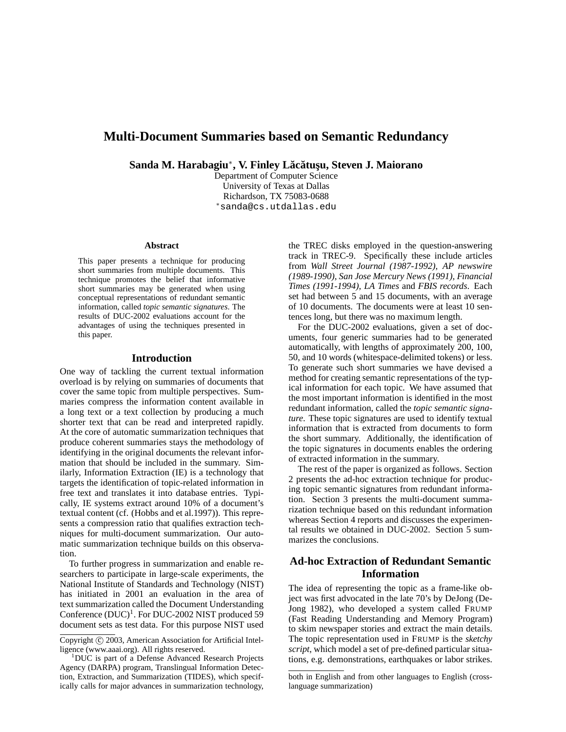# Multi-Document Summaries based on Semantic Redundancy

**Sanda M. Harabagiu***, **V. Finley Lăcătuşu, Steven J. Maiorano**

Department of Computer Science
University of Texas at Dallas
Richardson, TX 75083-0688
*sanda@cs.utdallas.edu

## Abstract

This paper presents a technique for producing short summaries from multiple documents. This technique promotes the belief that informative short summaries may be generated when using conceptual representations of redundant semantic information, called *topic semantic signatures*. The results of DUC-2002 evaluations account for the advantages of using the techniques presented in this paper.

## Introduction

One way of tackling the current textual information overload is by relying on summaries of documents that cover the same topic from multiple perspectives. Summaries compress the information content available in a long text or a text collection by producing a much shorter text that can be read and interpreted rapidly. At the core of automatic summarization techniques that produce coherent summaries stays the methodology of identifying in the original documents the relevant information that should be included in the summary. Similarly, Information Extraction (IE) is a technology that targets the identification of topic-related information in free text and translates it into database entries. Typically, IE systems extract around 10% of a document's textual content (cf. (Hobbs and et al.1997)). This represents a compression ratio that qualifies extraction techniques for multi-document summarization. Our automatic summarization technique builds on this observation.

To further progress in summarization and enable researchers to participate in large-scale experiments, the National Institute of Standards and Technology (NIST) has initiated in 2001 an evaluation in the area of text summarization called the Document Understanding Conference (DUC)[1]. For DUC-2002 NIST produced 59 document sets as test data. For this purpose NIST used the TREC disks employed in the question-answering track in TREC-9. Specifically these include articles from *Wall Street Journal (1987-1992)*, *AP newswire (1989-1990)*, *San Jose Mercury News (1991)*, *Financial Times (1991-1994)*, *LA Times* and *FBIS records*. Each set had between 5 and 15 documents, with an average of 10 documents. The documents were at least 10 sentences long, but there was no maximum length.

For the DUC-2002 evaluations, given a set of documents, four generic summaries had to be generated automatically, with lengths of approximately 200, 100, 50, and 10 words (whitespace-delimited tokens) or less. To generate such short summaries we have devised a method for creating semantic representations of the typical information for each topic. We have assumed that the most important information is identified in the most redundant information, called the *topic semantic signature*. These topic signatures are used to identify textual information that is extracted from documents to form the short summary. Additionally, the identification of the topic signatures in documents enables the ordering of extracted information in the summary.

The rest of the paper is organized as follows. Section 2 presents the ad-hoc extraction technique for producing topic semantic signatures from redundant information. Section 3 presents the multi-document summarization technique based on this redundant information whereas Section 4 reports and discusses the experimental results we obtained in DUC-2002. Section 5 summarizes the conclusions.

## Ad-hoc Extraction of Redundant Semantic Information

The idea of representing the topic as a frame-like object was first advocated in the late 70's by DeJong (DeJong 1982), who developed a system called FRUMP (Fast Reading Understanding and Memory Program) to skim newspaper stories and extract the main details. The topic representation used in FRUMP is the *sketchy script*, which model a set of pre-defined particular situations, e.g. demonstrations, earthquakes or labor strikes.

---

Copyright © 2003, American Association for Artificial Intelligence (www.aaai.org). All rights reserved.

[1]DUC is part of a Defense Advanced Research Projects Agency (DARPA) program, Translingual Information Detection, Extraction, and Summarization (TIDES), which specifically calls for major advances in summarization technology, both in English and from other languages to English (cross-language summarization)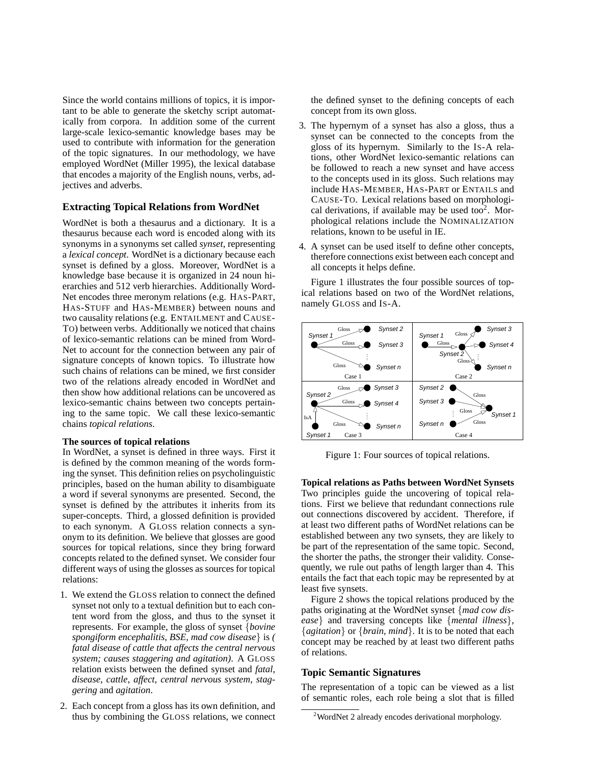Since the world contains millions of topics, it is important to be able to generate the sketchy script automatically from corpora. In addition some of the current large-scale lexico-semantic knowledge bases may be used to contribute with information for the generation of the topic signatures. In our methodology, we have employed WordNet (Miller 1995), the lexical database that encodes a majority of the English nouns, verbs, adjectives and adverbs.

## Extracting Topical Relations from WordNet

WordNet is both a thesaurus and a dictionary. It is a thesaurus because each word is encoded along with its synonyms in a synonyms set called *synset*, representing a *lexical concept*. WordNet is a dictionary because each synset is defined by a gloss. Moreover, WordNet is a knowledge base because it is organized in 24 noun hierarchies and 512 verb hierarchies. Additionally WordNet encodes three meronym relations (e.g. HAS-PART, HAS-STUFF and HAS-MEMBER) between nouns and two causality relations (e.g. ENTAILMENT and CAUSE-TO) between verbs. Additionally we noticed that chains of lexico-semantic relations can be mined from WordNet to account for the connection between any pair of signature concepts of known topics. To illustrate how such chains of relations can be mined, we first consider two of the relations already encoded in WordNet and then show how additional relations can be uncovered as lexico-semantic chains between two concepts pertaining to the same topic. We call these lexico-semantic chains *topical relations*.

### The sources of topical relations

In WordNet, a synset is defined in three ways. First it is defined by the common meaning of the words forming the synset. This definition relies on psycholinguistic principles, based on the human ability to disambiguate a word if several synonyms are presented. Second, the synset is defined by the attributes it inherits from its super-concepts. Third, a glossed definition is provided to each synonym. A GLOSS relation connects a synonym to its definition. We believe that glosses are good sources for topical relations, since they bring forward concepts related to the defined synset. We consider four different ways of using the glosses as sources for topical relations:

1. We extend the GLOSS relation to connect the defined synset not only to a textual definition but to each content word from the gloss, and thus to the synset it represents. For example, the gloss of synset {*bovine spongiform encephalitis, BSE, mad cow disease*} is *( fatal disease of cattle that affects the central nervous system; causes staggering and agitation)*. A GLOSS relation exists between the defined synset and *fatal*, *disease*, *cattle*, *affect*, *central nervous system*, *staggering* and *agitation*.
2. Each concept from a gloss has its own definition, and thus by combining the GLOSS relations, we connect the defined synset to the defining concepts of each concept from its own gloss.
3. The hypernym of a synset has also a gloss, thus a synset can be connected to the concepts from the gloss of its hypernym. Similarly to the IS-A relations, other WordNet lexico-semantic relations can be followed to reach a new synset and have access to the concepts used in its gloss. Such relations may include HAS-MEMBER, HAS-PART or ENTAILS and CAUSE-TO. Lexical relations based on morphological derivations, if available may be used too[2]. Morphological relations include the NOMINALIZATION relations, known to be useful in IE.
4. A synset can be used itself to define other concepts, therefore connections exist between each concept and all concepts it helps define.

Figure 1 illustrates the four possible sources of topical relations based on two of the WordNet relations, namely GLOSS and IS-A.

Figure 1: Four sources of topical relations.

### Topical relations as Paths between WordNet Synsets

Two principles guide the uncovering of topical relations. First we believe that redundant connections rule out connections discovered by accident. Therefore, if at least two different paths of WordNet relations can be established between any two synsets, they are likely to be part of the representation of the same topic. Second, the shorter the paths, the stronger their validity. Consequently, we rule out paths of length larger than 4. This entails the fact that each topic may be represented by at least five synsets.

Figure 2 shows the topical relations produced by the paths originating at the WordNet synset {*mad cow disease*} and traversing concepts like {*mental illness*}, {*agitation*} or {*brain, mind*}. It is to be noted that each concept may be reached by at least two different paths of relations.

## Topic Semantic Signatures

The representation of a topic can be viewed as a list of semantic roles, each role being a slot that is filled

[2] WordNet 2 already encodes derivational morphology.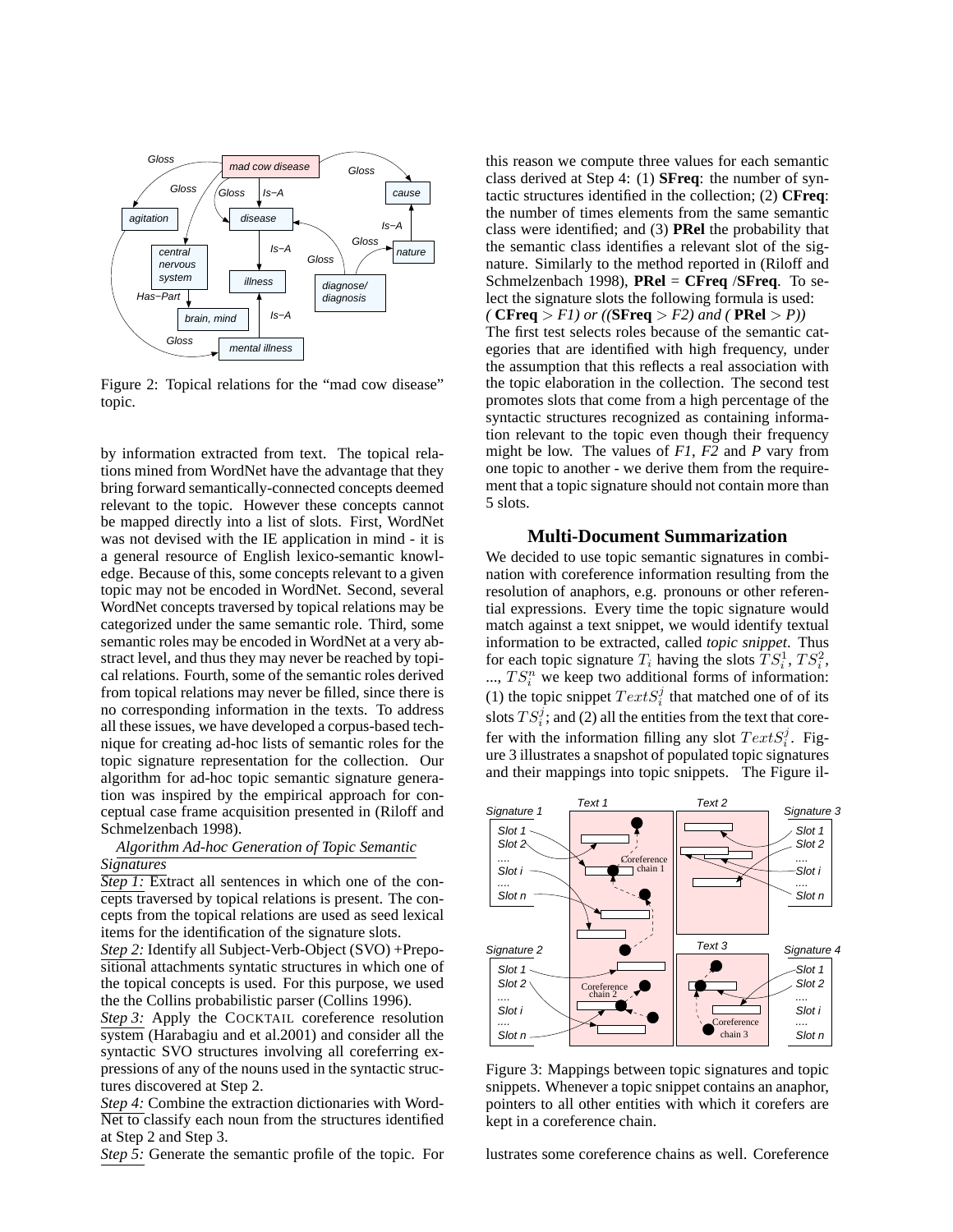Figure 2: Topical relations for the "mad cow disease" topic.

by information extracted from text. The topical relations mined from WordNet have the advantage that they bring forward semantically-connected concepts deemed relevant to the topic. However these concepts cannot be mapped directly into a list of slots. First, WordNet was not devised with the IE application in mind - it is a general resource of English lexico-semantic knowledge. Because of this, some concepts relevant to a given topic may not be encoded in WordNet. Second, several WordNet concepts traversed by topical relations may be categorized under the same semantic role. Third, some semantic roles may be encoded in WordNet at a very abstract level, and thus they may never be reached by topical relations. Fourth, some of the semantic roles derived from topical relations may never be filled, since there is no corresponding information in the texts. To address all these issues, we have developed a corpus-based technique for creating ad-hoc lists of semantic roles for the topic signature representation for the collection. Our algorithm for ad-hoc topic semantic signature generation was inspired by the empirical approach for conceptual case frame acquisition presented in (Riloff and Schmelzenbach 1998).

*Algorithm Ad-hoc Generation of Topic Semantic Signatures*

*Step 1:* Extract all sentences in which one of the concepts traversed by topical relations is present. The concepts from the topical relations are used as seed lexical items for the identification of the signature slots.

*Step 2:* Identify all Subject-Verb-Object (SVO) +Prepositional attachments syntatic structures in which one of the topical concepts is used. For this purpose, we used the the Collins probabilistic parser (Collins 1996).

*Step 3:* Apply the COCKTAIL coreference resolution system (Harabagiu and et al.2001) and consider all the syntactic SVO structures involving all coreferring expressions of any of the nouns used in the syntactic structures discovered at Step 2.

*Step 4:* Combine the extraction dictionaries with WordNet to classify each noun from the structures identified at Step 2 and Step 3.

*Step 5:* Generate the semantic profile of the topic. For this reason we compute three values for each semantic class derived at Step 4: (1) **SFreq**: the number of syntactic structures identified in the collection; (2) **CFreq**: the number of times elements from the same semantic class were identified; and (3) **PRel** the probability that the semantic class identifies a relevant slot of the signature. Similarly to the method reported in (Riloff and Schmelzenbach 1998), **PRel** = **CFreq** /**SFreq**. To select the signature slots the following formula is used:

*(* **CFreq** $>$ *F1) or ((***SFreq** $>$ *F2) and (* **PRel** $>$ *P))*

The first test selects roles because of the semantic categories that are identified with high frequency, under the assumption that this reflects a real association with the topic elaboration in the collection. The second test promotes slots that come from a high percentage of the syntactic structures recognized as containing information relevant to the topic even though their frequency might be low. The values of *F1*, *F2* and *P* vary from one topic to another - we derive them from the requirement that a topic signature should not contain more than 5 slots.

## Multi-Document Summarization

We decided to use topic semantic signatures in combination with coreference information resulting from the resolution of anaphors, e.g. pronouns or other referential expressions. Every time the topic signature would match against a text snippet, we would identify textual information to be extracted, called *topic snippet*. Thus for each topic signature $T_i$ having the slots $TS_i^1$, $TS_i^2$, ..., $TS_i^n$ we keep two additional forms of information: (1) the topic snippet $TextS_i^j$ that matched one of of its slots $TS_i^j$; and (2) all the entities from the text that corefer with the information filling any slot $TextS_i^j$. Figure 3 illustrates a snapshot of populated topic signatures and their mappings into topic snippets. The Figure illustrates some coreference chains as well. Coreference

Figure 3: Mappings between topic signatures and topic snippets. Whenever a topic snippet contains an anaphor, pointers to all other entities with which it corefers are kept in a coreference chain.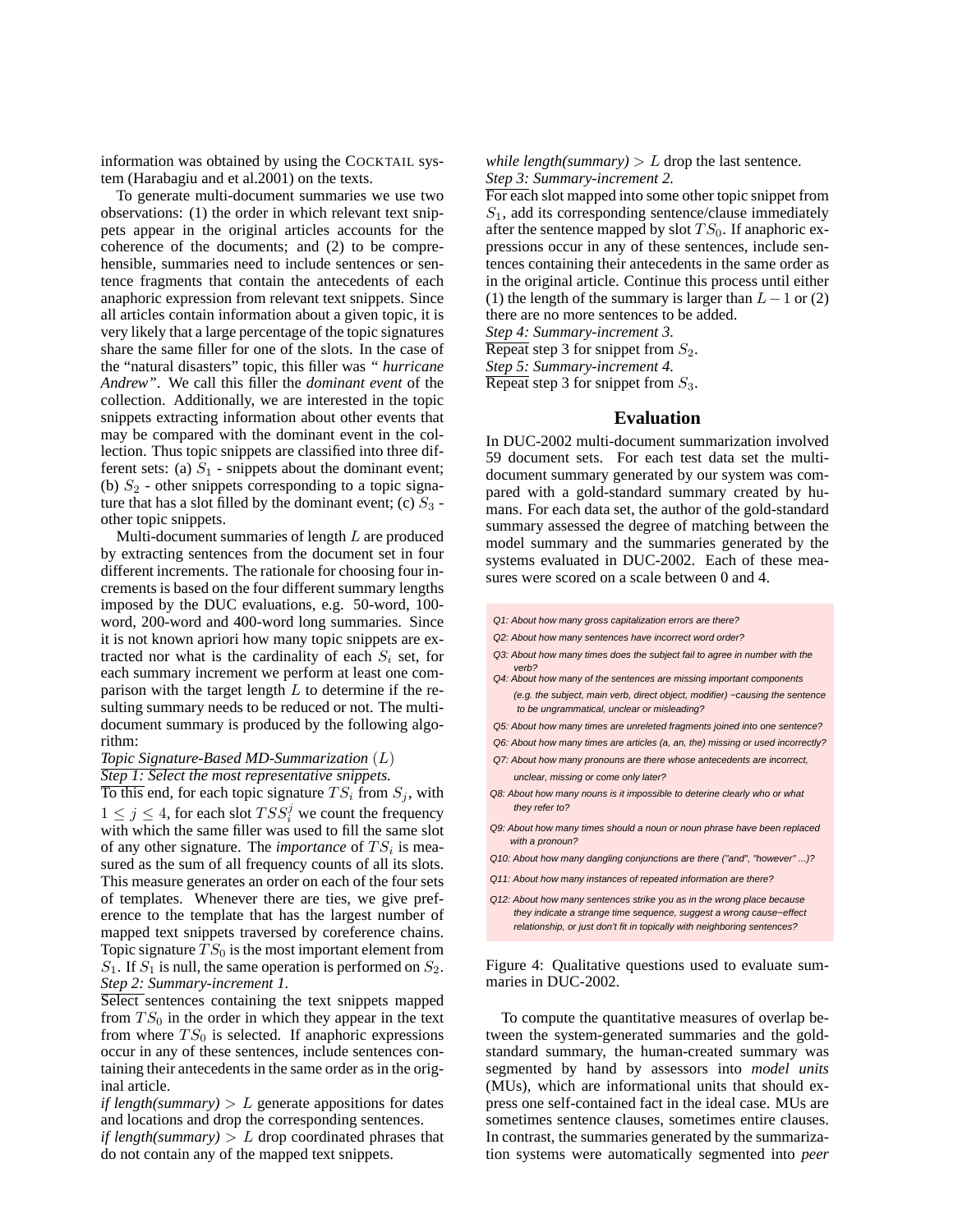information was obtained by using the COCKTAIL system (Harabagiu and et al.2001) on the texts.

To generate multi-document summaries we use two observations: (1) the order in which relevant text snippets appear in the original articles accounts for the coherence of the documents; and (2) to be comprehensible, summaries need to include sentences or sentence fragments that contain the antecedents of each anaphoric expression from relevant text snippets. Since all articles contain information about a given topic, it is very likely that a large percentage of the topic signatures share the same filler for one of the slots. In the case of the "natural disasters" topic, this filler was *" hurricane Andrew"*. We call this filler the *dominant event* of the collection. Additionally, we are interested in the topic snippets extracting information about other events that may be compared with the dominant event in the collection. Thus topic snippets are classified into three different sets: (a) $S_1$ - snippets about the dominant event; (b) $S_2$ - other snippets corresponding to a topic signature that has a slot filled by the dominant event; (c) $S_3$ - other topic snippets.

Multi-document summaries of length $L$ are produced by extracting sentences from the document set in four different increments. The rationale for choosing four increments is based on the four different summary lengths imposed by the DUC evaluations, e.g. 50-word, 100-word, 200-word and 400-word long summaries. Since it is not known apriori how many topic snippets are extracted nor what is the cardinality of each $S_i$ set, for each summary increment we perform at least one comparison with the target length $L$ to determine if the resulting summary needs to be reduced or not. The multi-document summary is produced by the following algorithm:

*Topic Signature-Based MD-Summarization* $(L)$

*Step 1: Select the most representative snippets.*

To this end, for each topic signature $TS_i$ from $S_j$, with $1 \leq j \leq 4$, for each slot $TSS_i^j$ we count the frequency with which the same filler was used to fill the same slot of any other signature. The *importance* of $TS_i$ is measured as the sum of all frequency counts of all its slots. This measure generates an order on each of the four sets of templates. Whenever there are ties, we give preference to the template that has the largest number of mapped text snippets traversed by coreference chains. Topic signature $TS_0$ is the most important element from $S_1$. If $S_1$ is null, the same operation is performed on $S_2$.

*Step 2: Summary-increment 1.*

Select sentences containing the text snippets mapped from $TS_0$ in the order in which they appear in the text from where $TS_0$ is selected. If anaphoric expressions occur in any of these sentences, include sentences containing their antecedents in the same order as in the original article.

*if length(summary)* $> L$ generate appositions for dates and locations and drop the corresponding sentences.

*if length(summary)* $> L$ drop coordinated phrases that do not contain any of the mapped text snippets.

*while length(summary)* $> L$ drop the last sentence.

*Step 3: Summary-increment 2.*

For each slot mapped into some other topic snippet from $S_1$, add its corresponding sentence/clause immediately after the sentence mapped by slot $TS_0$. If anaphoric expressions occur in any of these sentences, include sentences containing their antecedents in the same order as in the original article. Continue this process until either (1) the length of the summary is larger than $L - 1$ or (2) there are no more sentences to be added.

*Step 4: Summary-increment 3.*

Repeat step 3 for snippet from $S_2$.

*Step 5: Summary-increment 4.*

Repeat step 3 for snippet from $S_3$.

## Evaluation

In DUC-2002 multi-document summarization involved 59 document sets. For each test data set the multi-document summary generated by our system was compared with a gold-standard summary created by humans. For each data set, the author of the gold-standard summary assessed the degree of matching between the model summary and the summaries generated by the systems evaluated in DUC-2002. Each of these measures were scored on a scale between 0 and 4.

Q1: About how many gross capitalization errors are there?

Q2: About how many sentences have incorrect word order?

Q3: About how many times does the subject fail to agree in number with the verb?

Q4: About how many of the sentences are missing important components (e.g. the subject, main verb, direct object, modifier) −causing the sentence to be ungrammatical, unclear or misleading?

Q5: About how many times are unreleted fragments joined into one sentence?

Q6: About how many times are articles (a, an, the) missing or used incorrectly?

Q7: About how many pronouns are there whose antecedents are incorrect, unclear, missing or come only later?

Q8: About how many nouns is it impossible to deterine clearly who or what they refer to?

Q9: About how many times should a noun or noun phrase have been replaced with a pronoun?

Q10: About how many dangling conjunctions are there ("and", "however" ...)?

Q11: About how many instances of repeated information are there?

Q12: About how many sentences strike you as in the wrong place because they indicate a strange time sequence, suggest a wrong cause−effect relationship, or just don't fit in topically with neighboring sentences?

Figure 4: Qualitative questions used to evaluate summaries in DUC-2002.

To compute the quantitative measures of overlap between the system-generated summaries and the gold-standard summary, the human-created summary was segmented by hand by assessors into *model units* (MUs), which are informational units that should express one self-contained fact in the ideal case. MUs are sometimes sentence clauses, sometimes entire clauses. In contrast, the summaries generated by the summarization systems were automatically segmented into *peer*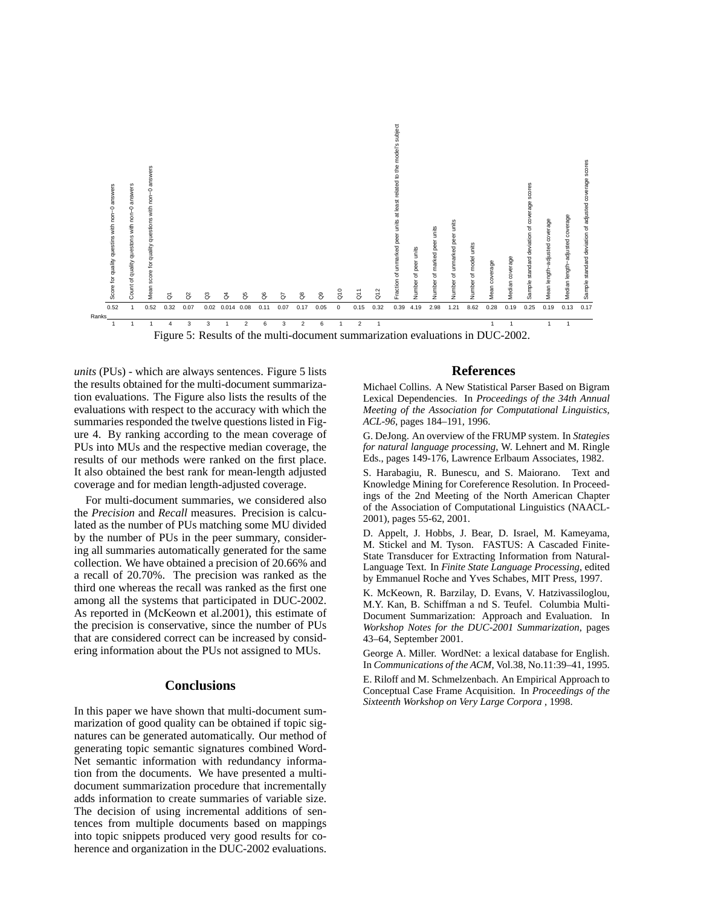| | Score for quality questins with non−0 answers | Count of quality questons with non−0 answers | Mean score for quality questions with non−0 answers | Q1 | Q2 | Q3 | Q4 | Q5 | Q6 | Q7 | Q8 | Q9 | Q10 | Q11 | Q12 | Fraction of unmarked peer units at least related to the model's subject | Number of peer units | Number of marked peer units | Number of unmarked peer units | Number of model units | Mean coverage | Median coverage | Sample standard deviation of coverage scores | Mean length−adjusted coverage | Median length−adjusted coverage | Sample standard deviation of adjusted coverage scores |
|---|---|---|---|---|---|---|---|---|---|---|---|---|---|---|---|---|---|---|---|---|---|---|---|---|---|---|
| | 0.52 | 1 | 0.52 | 0.32 | 0.07 | 0.02 | 0.014 | 0.08 | 0.11 | 0.07 | 0.17 | 0.05 | 0 | 0.15 | 0.32 | 0.39 | 4.19 | 2.98 | 1.21 | 8.62 | 0.28 | 0.19 | 0.25 | 0.19 | 0.13 | 0.17 |
| Ranks | 1 | 1 | 1 | 4 | 3 | 3 | 1 | 2 | 6 | 3 | 2 | 6 | 1 | 2 | 1 | | | | | | 1 | 1 | | 1 | 1 | |

Figure 5: Results of the multi-document summarization evaluations in DUC-2002.

*units* (PUs) - which are always sentences. Figure 5 lists the results obtained for the multi-document summarization evaluations. The Figure also lists the results of the evaluations with respect to the accuracy with which the summaries responded the twelve questions listed in Figure 4. By ranking according to the mean coverage of PUs into MUs and the respective median coverage, the results of our methods were ranked on the first place. It also obtained the best rank for mean-length adjusted coverage and for median length-adjusted coverage.

For multi-document summaries, we considered also the *Precision* and *Recall* measures. Precision is calculated as the number of PUs matching some MU divided by the number of PUs in the peer summary, considering all summaries automatically generated for the same collection. We have obtained a precision of 20.66% and a recall of 20.70%. The precision was ranked as the third one whereas the recall was ranked as the first one among all the systems that participated in DUC-2002. As reported in (McKeown et al.2001), this estimate of the precision is conservative, since the number of PUs that are considered correct can be increased by considering information about the PUs not assigned to MUs.

## Conclusions

In this paper we have shown that multi-document summarization of good quality can be obtained if topic signatures can be generated automatically. Our method of generating topic semantic signatures combined WordNet semantic information with redundancy information from the documents. We have presented a multi-document summarization procedure that incrementally adds information to create summaries of variable size. The decision of using incremental additions of sentences from multiple documents based on mappings into topic snippets produced very good results for coherence and organization in the DUC-2002 evaluations.

## References

Michael Collins. A New Statistical Parser Based on Bigram Lexical Dependencies. In *Proceedings of the 34th Annual Meeting of the Association for Computational Linguistics, ACL-96*, pages 184–191, 1996.

G. DeJong. An overview of the FRUMP system. In *Stategies for natural language processing*, W. Lehnert and M. Ringle Eds., pages 149-176, Lawrence Erlbaum Associates, 1982.

S. Harabagiu, R. Bunescu, and S. Maiorano. Text and Knowledge Mining for Coreference Resolution. In Proceedings of the 2nd Meeting of the North American Chapter of the Association of Computational Linguistics (NAACL-2001), pages 55-62, 2001.

D. Appelt, J. Hobbs, J. Bear, D. Israel, M. Kameyama, M. Stickel and M. Tyson. FASTUS: A Cascaded Finite-State Transducer for Extracting Information from Natural-Language Text. In *Finite State Language Processing*, edited by Emmanuel Roche and Yves Schabes, MIT Press, 1997.

K. McKeown, R. Barzilay, D. Evans, V. Hatzivassiloglou, M.Y. Kan, B. Schiffman a nd S. Teufel. Columbia Multi-Document Summarization: Approach and Evaluation. In *Workshop Notes for the DUC-2001 Summarization*, pages 43–64, September 2001.

George A. Miller. WordNet: a lexical database for English. In *Communications of the ACM*, Vol.38, No.11:39–41, 1995.

E. Riloff and M. Schmelzenbach. An Empirical Approach to Conceptual Case Frame Acquisition. In *Proceedings of the Sixteenth Workshop on Very Large Corpora* , 1998.